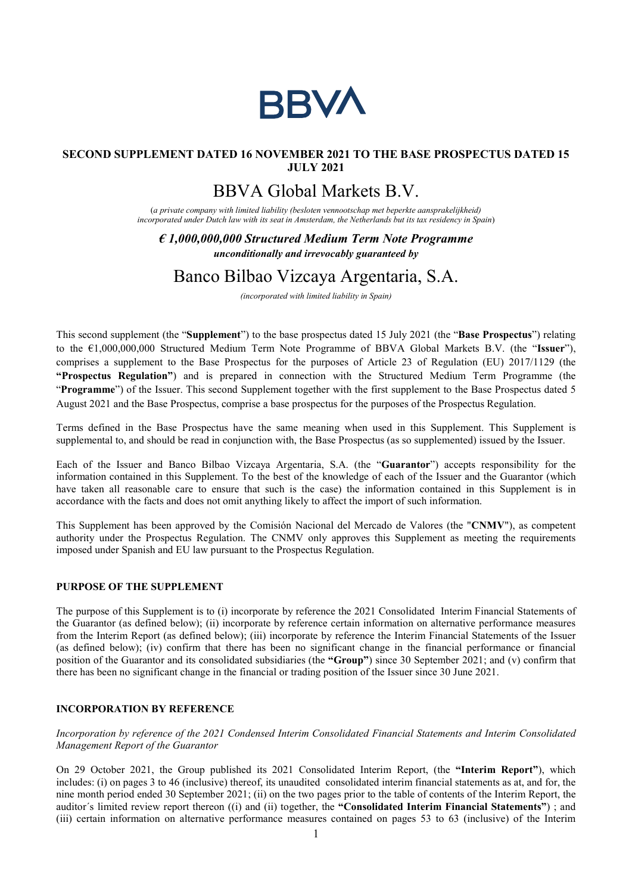# BBVA

**SECOND SUPPLEMENT DATED 16 NOVEMBER 2021 TO THE BASE PROSPECTUS DATED 15 JULY 2021**

# BBVA Global Markets B.V.

(*a private company with limited liability (besloten vennootschap met beperkte aansprakelijkheid) incorporated under Dutch law with its seat in Amsterdam, the Netherlands but its tax residency in Spain*)

***€ 1,000,000,000 Structured Medium Term Note Programme***
***unconditionally and irrevocably guaranteed by***

# Banco Bilbao Vizcaya Argentaria, S.A.

*(incorporated with limited liability in Spain)*

This second supplement (the "**Supplement**") to the base prospectus dated 15 July 2021 (the "**Base Prospectus**") relating to the €1,000,000,000 Structured Medium Term Note Programme of BBVA Global Markets B.V. (the "**Issuer**"), comprises a supplement to the Base Prospectus for the purposes of Article 23 of Regulation (EU) 2017/1129 (the **"Prospectus Regulation"**) and is prepared in connection with the Structured Medium Term Programme (the "**Programme**") of the Issuer. This second Supplement together with the first supplement to the Base Prospectus dated 5 August 2021 and the Base Prospectus, comprise a base prospectus for the purposes of the Prospectus Regulation.

Terms defined in the Base Prospectus have the same meaning when used in this Supplement. This Supplement is supplemental to, and should be read in conjunction with, the Base Prospectus (as so supplemented) issued by the Issuer.

Each of the Issuer and Banco Bilbao Vizcaya Argentaria, S.A. (the "**Guarantor**") accepts responsibility for the information contained in this Supplement. To the best of the knowledge of each of the Issuer and the Guarantor (which have taken all reasonable care to ensure that such is the case) the information contained in this Supplement is in accordance with the facts and does not omit anything likely to affect the import of such information.

This Supplement has been approved by the Comisión Nacional del Mercado de Valores (the "**CNMV**"), as competent authority under the Prospectus Regulation. The CNMV only approves this Supplement as meeting the requirements imposed under Spanish and EU law pursuant to the Prospectus Regulation.

## PURPOSE OF THE SUPPLEMENT

The purpose of this Supplement is to (i) incorporate by reference the 2021 Consolidated Interim Financial Statements of the Guarantor (as defined below); (ii) incorporate by reference certain information on alternative performance measures from the Interim Report (as defined below); (iii) incorporate by reference the Interim Financial Statements of the Issuer (as defined below); (iv) confirm that there has been no significant change in the financial performance or financial position of the Guarantor and its consolidated subsidiaries (the **"Group"**) since 30 September 2021; and (v) confirm that there has been no significant change in the financial or trading position of the Issuer since 30 June 2021.

## INCORPORATION BY REFERENCE

*Incorporation by reference of the 2021 Condensed Interim Consolidated Financial Statements and Interim Consolidated Management Report of the Guarantor*

On 29 October 2021, the Group published its 2021 Consolidated Interim Report, (the **"Interim Report"**), which includes: (i) on pages 3 to 46 (inclusive) thereof, its unaudited consolidated interim financial statements as at, and for, the nine month period ended 30 September 2021; (ii) on the two pages prior to the table of contents of the Interim Report, the auditor´s limited review report thereon ((i) and (ii) together, the **"Consolidated Interim Financial Statements"**) ; and (iii) certain information on alternative performance measures contained on pages 53 to 63 (inclusive) of the Interim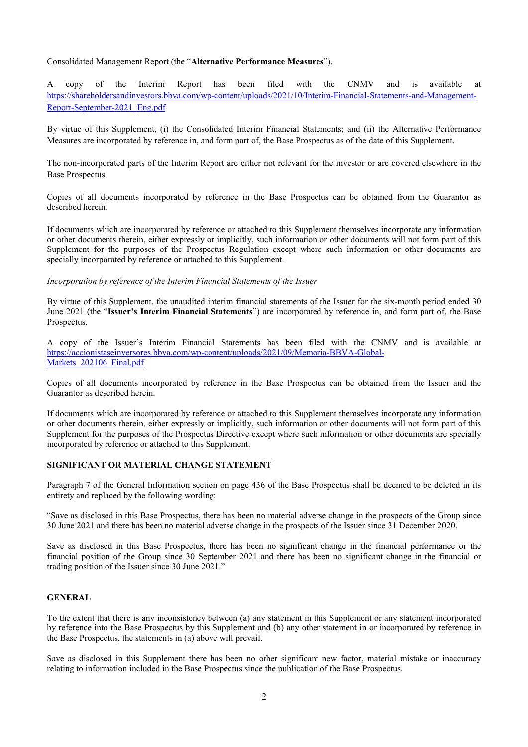Consolidated Management Report (the "**Alternative Performance Measures**").

A copy of the Interim Report has been filed with the CNMV and is available at https://shareholdersandinvestors.bbva.com/wp-content/uploads/2021/10/Interim-Financial-Statements-and-Management-Report-September-2021_Eng.pdf

By virtue of this Supplement, (i) the Consolidated Interim Financial Statements; and (ii) the Alternative Performance Measures are incorporated by reference in, and form part of, the Base Prospectus as of the date of this Supplement.

The non-incorporated parts of the Interim Report are either not relevant for the investor or are covered elsewhere in the Base Prospectus.

Copies of all documents incorporated by reference in the Base Prospectus can be obtained from the Guarantor as described herein.

If documents which are incorporated by reference or attached to this Supplement themselves incorporate any information or other documents therein, either expressly or implicitly, such information or other documents will not form part of this Supplement for the purposes of the Prospectus Regulation except where such information or other documents are specially incorporated by reference or attached to this Supplement.

*Incorporation by reference of the Interim Financial Statements of the Issuer*

By virtue of this Supplement, the unaudited interim financial statements of the Issuer for the six-month period ended 30 June 2021 (the "**Issuer's Interim Financial Statements**") are incorporated by reference in, and form part of, the Base Prospectus.

A copy of the Issuer's Interim Financial Statements has been filed with the CNMV and is available at https://accionistaseinversores.bbva.com/wp-content/uploads/2021/09/Memoria-BBVA-Global-Markets_202106_Final.pdf

Copies of all documents incorporated by reference in the Base Prospectus can be obtained from the Issuer and the Guarantor as described herein.

If documents which are incorporated by reference or attached to this Supplement themselves incorporate any information or other documents therein, either expressly or implicitly, such information or other documents will not form part of this Supplement for the purposes of the Prospectus Directive except where such information or other documents are specially incorporated by reference or attached to this Supplement.

**SIGNIFICANT OR MATERIAL CHANGE STATEMENT**

Paragraph 7 of the General Information section on page 436 of the Base Prospectus shall be deemed to be deleted in its entirety and replaced by the following wording:

"Save as disclosed in this Base Prospectus, there has been no material adverse change in the prospects of the Group since 30 June 2021 and there has been no material adverse change in the prospects of the Issuer since 31 December 2020.

Save as disclosed in this Base Prospectus, there has been no significant change in the financial performance or the financial position of the Group since 30 September 2021 and there has been no significant change in the financial or trading position of the Issuer since 30 June 2021."

**GENERAL**

To the extent that there is any inconsistency between (a) any statement in this Supplement or any statement incorporated by reference into the Base Prospectus by this Supplement and (b) any other statement in or incorporated by reference in the Base Prospectus, the statements in (a) above will prevail.

Save as disclosed in this Supplement there has been no other significant new factor, material mistake or inaccuracy relating to information included in the Base Prospectus since the publication of the Base Prospectus.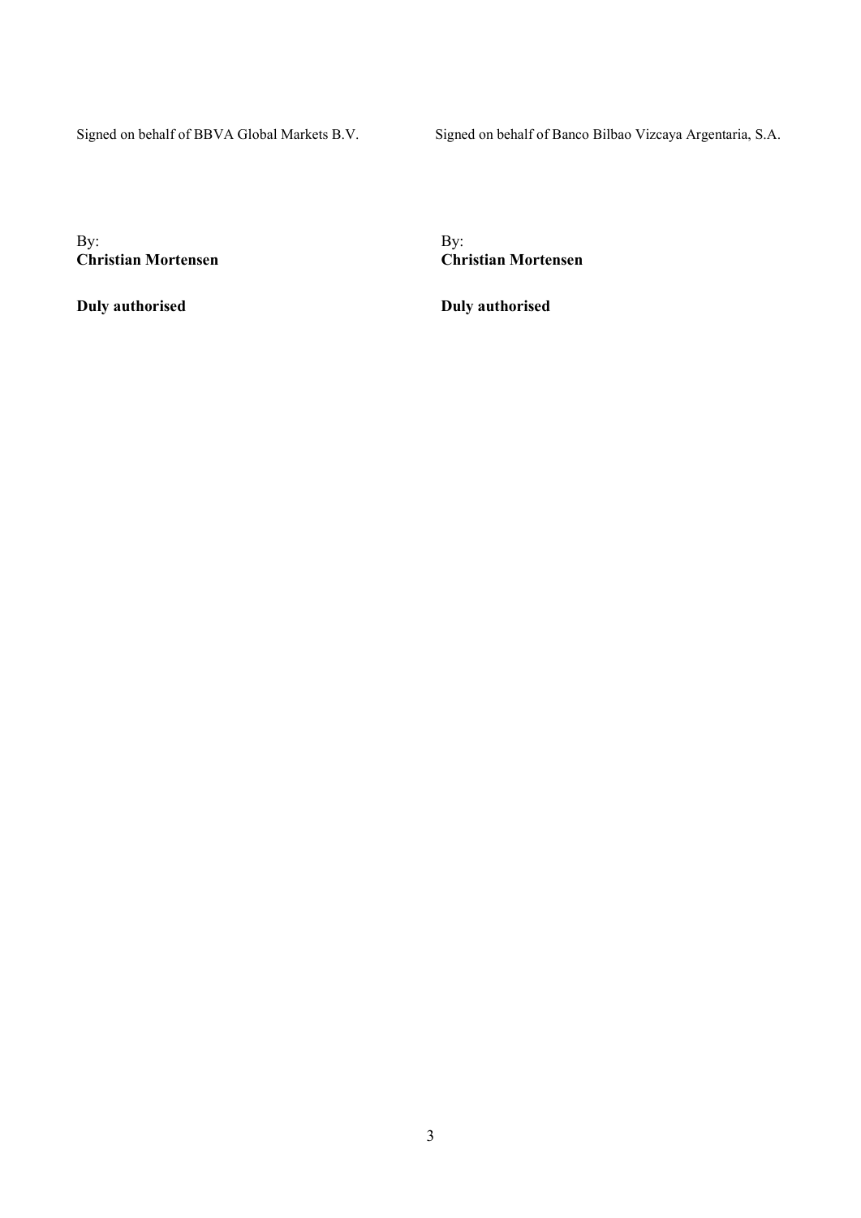Signed on behalf of BBVA Global Markets B.V.

By:
**Christian Mortensen**

**Duly authorised**

Signed on behalf of Banco Bilbao Vizcaya Argentaria, S.A.

By:
**Christian Mortensen**

**Duly authorised**